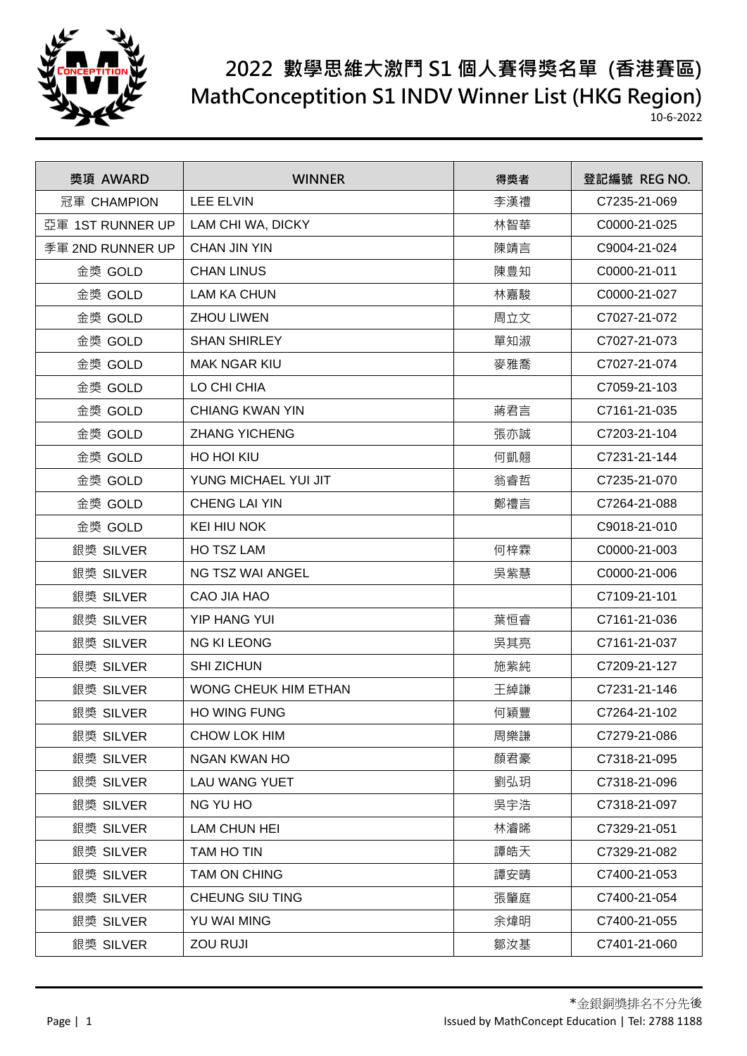# 2022 數學思維大激鬥 S1 個人賽得獎名單 (香港賽區)

# MathConceptition S1 INDV Winner List (HKG Region)

10-6-2022

| 獎項 AWARD | WINNER | 得獎者 | 登記編號 REG NO. |
|---|---|---|---|
| 冠軍 CHAMPION | LEE ELVIN | 李漢禮 | C7235-21-069 |
| 亞軍 1ST RUNNER UP | LAM CHI WA, DICKY | 林智華 | C0000-21-025 |
| 季軍 2ND RUNNER UP | CHAN JIN YIN | 陳靖言 | C9004-21-024 |
| 金獎 GOLD | CHAN LINUS | 陳豈知 | C0000-21-011 |
| 金獎 GOLD | LAM KA CHUN | 林嘉駿 | C0000-21-027 |
| 金獎 GOLD | ZHOU LIWEN | 周立文 | C7027-21-072 |
| 金獎 GOLD | SHAN SHIRLEY | 單知淑 | C7027-21-073 |
| 金獎 GOLD | MAK NGAR KIU | 麥雅喬 | C7027-21-074 |
| 金獎 GOLD | LO CHI CHIA | | C7059-21-103 |
| 金獎 GOLD | CHIANG KWAN YIN | 蔣君言 | C7161-21-035 |
| 金獎 GOLD | ZHANG YICHENG | 張亦誠 | C7203-21-104 |
| 金獎 GOLD | HO HOI KIU | 何凱翹 | C7231-21-144 |
| 金獎 GOLD | YUNG MICHAEL YUI JIT | 翁睿哲 | C7235-21-070 |
| 金獎 GOLD | CHENG LAI YIN | 鄭禮言 | C7264-21-088 |
| 金獎 GOLD | KEI HIU NOK | | C9018-21-010 |
| 銀獎 SILVER | HO TSZ LAM | 何梓霖 | C0000-21-003 |
| 銀獎 SILVER | NG TSZ WAI ANGEL | 吳紫慧 | C0000-21-006 |
| 銀獎 SILVER | CAO JIA HAO | | C7109-21-101 |
| 銀獎 SILVER | YIP HANG YUI | 葉恒睿 | C7161-21-036 |
| 銀獎 SILVER | NG KI LEONG | 吳其亮 | C7161-21-037 |
| 銀獎 SILVER | SHI ZICHUN | 施紫純 | C7209-21-127 |
| 銀獎 SILVER | WONG CHEUK HIM ETHAN | 王綽謙 | C7231-21-146 |
| 銀獎 SILVER | HO WING FUNG | 何穎豐 | C7264-21-102 |
| 銀獎 SILVER | CHOW LOK HIM | 周樂謙 | C7279-21-086 |
| 銀獎 SILVER | NGAN KWAN HO | 顏君豪 | C7318-21-095 |
| 銀獎 SILVER | LAU WANG YUET | 劉弘玥 | C7318-21-096 |
| 銀獎 SILVER | NG YU HO | 吳宇浩 | C7318-21-097 |
| 銀獎 SILVER | LAM CHUN HEI | 林濬晞 | C7329-21-051 |
| 銀獎 SILVER | TAM HO TIN | 譚皓天 | C7329-21-082 |
| 銀獎 SILVER | TAM ON CHING | 譚安晴 | C7400-21-053 |
| 銀獎 SILVER | CHEUNG SIU TING | 張肇庭 | C7400-21-054 |
| 銀獎 SILVER | YU WAI MING | 余煒明 | C7400-21-055 |
| 銀獎 SILVER | ZOU RUJI | 鄒汝基 | C7401-21-060 |

*金銀銅獎排名不分先後

Issued by MathConcept Education | Tel: 2788 1188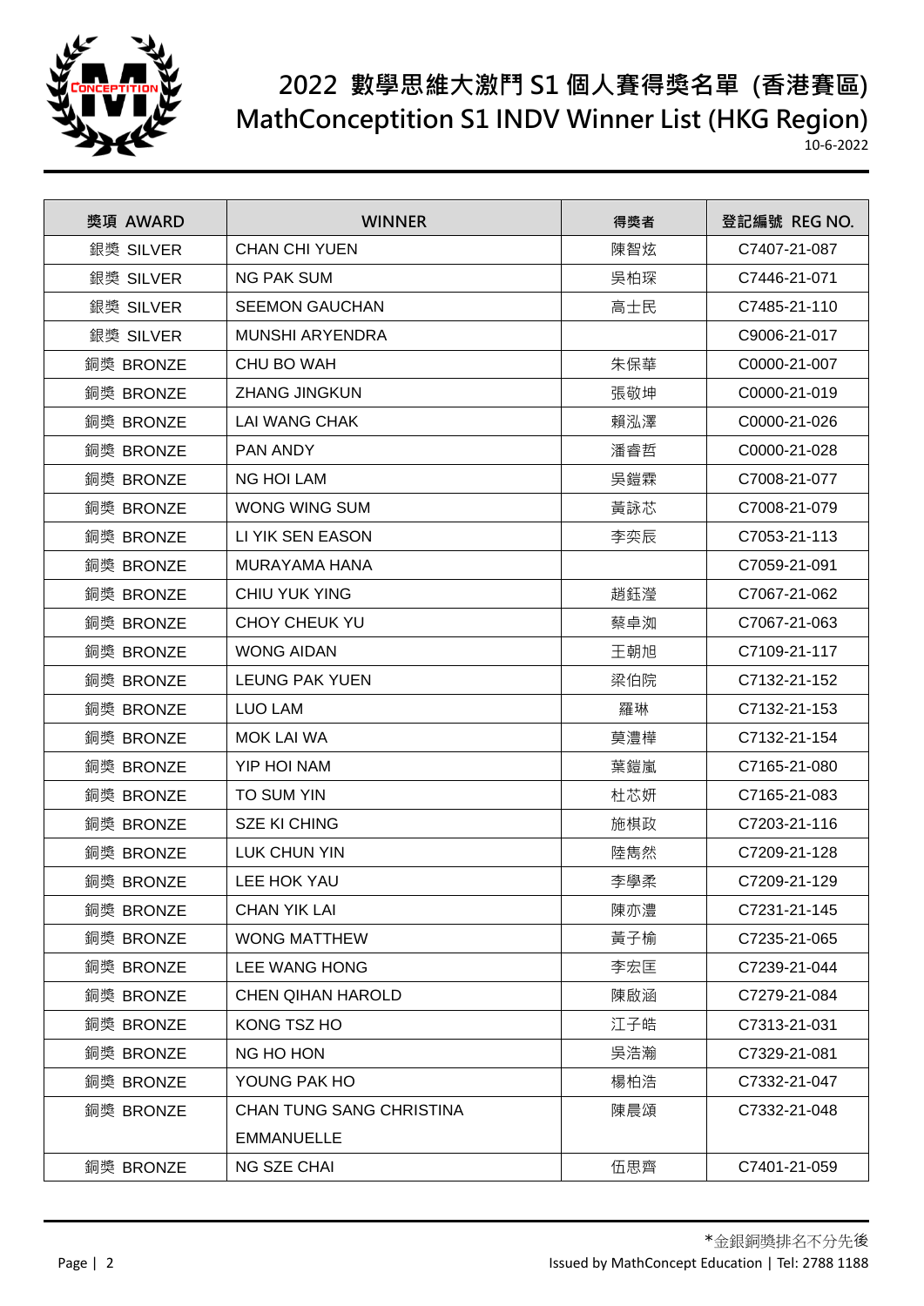# 2022 數學思維大激鬥 S1 個人賽得獎名單 (香港賽區)
# MathConceptition S1 INDV Winner List (HKG Region)

10-6-2022

| 獎項 AWARD | WINNER | 得獎者 | 登記編號 REG NO. |
|---|---|---|---|
| 銀獎 SILVER | CHAN CHI YUEN | 陳智炫 | C7407-21-087 |
| 銀獎 SILVER | NG PAK SUM | 吳柏琛 | C7446-21-071 |
| 銀獎 SILVER | SEEMON GAUCHAN | 高士民 | C7485-21-110 |
| 銀獎 SILVER | MUNSHI ARYENDRA | | C9006-21-017 |
| 銅獎 BRONZE | CHU BO WAH | 朱保華 | C0000-21-007 |
| 銅獎 BRONZE | ZHANG JINGKUN | 張敬坤 | C0000-21-019 |
| 銅獎 BRONZE | LAI WANG CHAK | 賴泓澤 | C0000-21-026 |
| 銅獎 BRONZE | PAN ANDY | 潘睿哲 | C0000-21-028 |
| 銅獎 BRONZE | NG HOI LAM | 吳鎧霖 | C7008-21-077 |
| 銅獎 BRONZE | WONG WING SUM | 黃詠芯 | C7008-21-079 |
| 銅獎 BRONZE | LI YIK SEN EASON | 李奕辰 | C7053-21-113 |
| 銅獎 BRONZE | MURAYAMA HANA | | C7059-21-091 |
| 銅獎 BRONZE | CHIU YUK YING | 趙鈺瀅 | C7067-21-062 |
| 銅獎 BRONZE | CHOY CHEUK YU | 蔡卓洳 | C7067-21-063 |
| 銅獎 BRONZE | WONG AIDAN | 王朝旭 | C7109-21-117 |
| 銅獎 BRONZE | LEUNG PAK YUEN | 梁伯院 | C7132-21-152 |
| 銅獎 BRONZE | LUO LAM | 羅琳 | C7132-21-153 |
| 銅獎 BRONZE | MOK LAI WA | 莫澧樺 | C7132-21-154 |
| 銅獎 BRONZE | YIP HOI NAM | 葉鎧嵐 | C7165-21-080 |
| 銅獎 BRONZE | TO SUM YIN | 杜芯妍 | C7165-21-083 |
| 銅獎 BRONZE | SZE KI CHING | 施棋政 | C7203-21-116 |
| 銅獎 BRONZE | LUK CHUN YIN | 陸雋然 | C7209-21-128 |
| 銅獎 BRONZE | LEE HOK YAU | 李學柔 | C7209-21-129 |
| 銅獎 BRONZE | CHAN YIK LAI | 陳亦澧 | C7231-21-145 |
| 銅獎 BRONZE | WONG MATTHEW | 黃子榆 | C7235-21-065 |
| 銅獎 BRONZE | LEE WANG HONG | 李宏匡 | C7239-21-044 |
| 銅獎 BRONZE | CHEN QIHAN HAROLD | 陳啟涵 | C7279-21-084 |
| 銅獎 BRONZE | KONG TSZ HO | 江子皓 | C7313-21-031 |
| 銅獎 BRONZE | NG HO HON | 吳浩瀚 | C7329-21-081 |
| 銅獎 BRONZE | YOUNG PAK HO | 楊柏浩 | C7332-21-047 |
| 銅獎 BRONZE | CHAN TUNG SANG CHRISTINA EMMANUELLE | 陳晨頌 | C7332-21-048 |
| 銅獎 BRONZE | NG SZE CHAI | 伍思齊 | C7401-21-059 |

*金銀銅獎排名不分先後

Issued by MathConcept Education | Tel: 2788 1188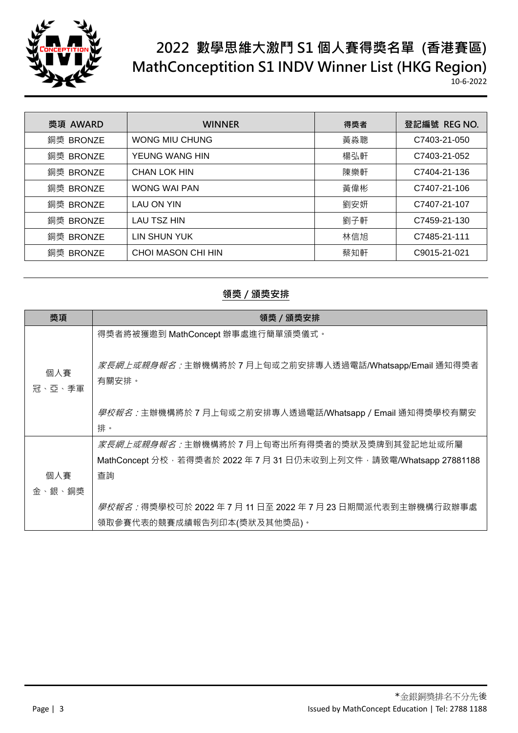# 2022 數學思維大激鬥 S1 個人賽得獎名單 (香港賽區)
# MathConception S1 INDV Winner List (HKG Region)

10-6-2022

| 獎項 AWARD | WINNER | 得獎者 | 登記編號 REG NO. |
|---|---|---|---|
| 銅獎 BRONZE | WONG MIU CHUNG | 黃淼聰 | C7403-21-050 |
| 銅獎 BRONZE | YEUNG WANG HIN | 楊弘軒 | C7403-21-052 |
| 銅獎 BRONZE | CHAN LOK HIN | 陳樂軒 | C7404-21-136 |
| 銅獎 BRONZE | WONG WAI PAN | 黃偉彬 | C7407-21-106 |
| 銅獎 BRONZE | LAU ON YIN | 劉安妍 | C7407-21-107 |
| 銅獎 BRONZE | LAU TSZ HIN | 劉子軒 | C7459-21-130 |
| 銅獎 BRONZE | LIN SHUN YUK | 林信旭 | C7485-21-111 |
| 銅獎 BRONZE | CHOI MASON CHI HIN | 蔡知軒 | C9015-21-021 |

## 領獎 / 頒獎安排

| 獎項 | 領獎 / 頒獎安排 |
|---|---|
| 個人賽<br>冠、亞、季軍 | 得獎者將被獲邀到 MathConcept 辦事處進行簡單頒獎儀式。<br><br>*家長網上或親身報名：*主辦機構將於 7 月上旬或之前安排專人透過電話/Whatsapp/Email 通知得獎者有關安排。<br><br>*學校報名：*主辦機構將於 7 月上旬或之前安排專人透過電話/Whatsapp / Email 通知得獎學校有關安排。 |
| 個人賽<br>金、銀、銅獎 | *家長網上或親身報名：*主辦機構將於 7 月上旬寄出所有得獎者的獎狀及獎牌到其登記地址或所屬 MathConcept 分校，若得獎者於 2022 年 7 月 31 日仍未收到上列文件，請致電/Whatsapp 27881188 查詢<br><br>*學校報名：*得獎學校可於 2022 年 7 月 11 日至 2022 年 7 月 23 日期間派代表到主辦機構行政辦事處領取參賽代表的競賽成績報告列印本(獎狀及其他獎品)。 |

*金銀銅獎排名不分先後

Issued by MathConcept Education | Tel: 2788 1188